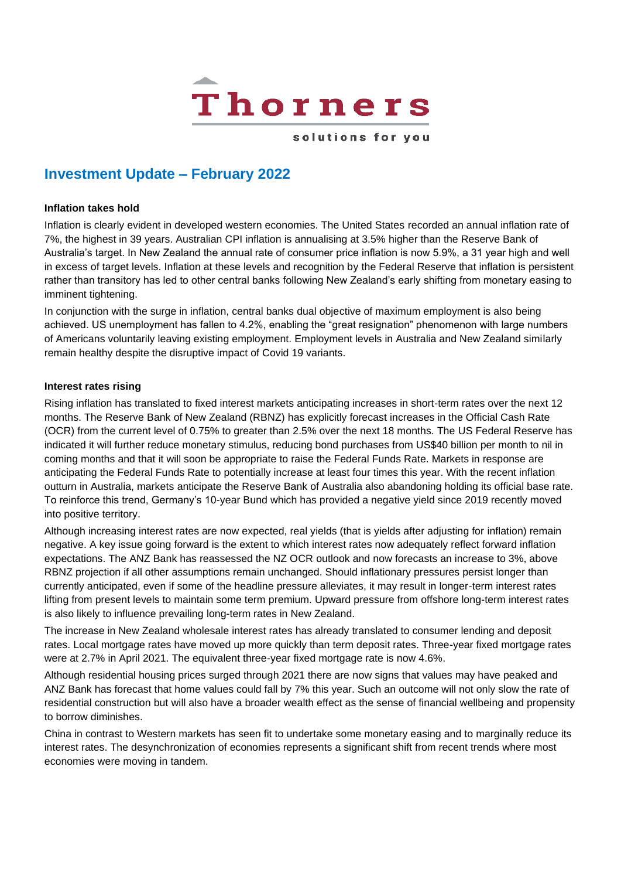Thorners

solutions for you

# Investment Update – February 2022

**Inflation takes hold**

Inflation is clearly evident in developed western economies. The United States recorded an annual inflation rate of 7%, the highest in 39 years. Australian CPI inflation is annualising at 3.5% higher than the Reserve Bank of Australia's target. In New Zealand the annual rate of consumer price inflation is now 5.9%, a 31 year high and well in excess of target levels. Inflation at these levels and recognition by the Federal Reserve that inflation is persistent rather than transitory has led to other central banks following New Zealand's early shifting from monetary easing to imminent tightening.

In conjunction with the surge in inflation, central banks dual objective of maximum employment is also being achieved. US unemployment has fallen to 4.2%, enabling the "great resignation" phenomenon with large numbers of Americans voluntarily leaving existing employment. Employment levels in Australia and New Zealand similarly remain healthy despite the disruptive impact of Covid 19 variants.

**Interest rates rising**

Rising inflation has translated to fixed interest markets anticipating increases in short-term rates over the next 12 months. The Reserve Bank of New Zealand (RBNZ) has explicitly forecast increases in the Official Cash Rate (OCR) from the current level of 0.75% to greater than 2.5% over the next 18 months. The US Federal Reserve has indicated it will further reduce monetary stimulus, reducing bond purchases from US$40 billion per month to nil in coming months and that it will soon be appropriate to raise the Federal Funds Rate. Markets in response are anticipating the Federal Funds Rate to potentially increase at least four times this year. With the recent inflation outturn in Australia, markets anticipate the Reserve Bank of Australia also abandoning holding its official base rate. To reinforce this trend, Germany's 10-year Bund which has provided a negative yield since 2019 recently moved into positive territory.

Although increasing interest rates are now expected, real yields (that is yields after adjusting for inflation) remain negative. A key issue going forward is the extent to which interest rates now adequately reflect forward inflation expectations. The ANZ Bank has reassessed the NZ OCR outlook and now forecasts an increase to 3%, above RBNZ projection if all other assumptions remain unchanged. Should inflationary pressures persist longer than currently anticipated, even if some of the headline pressure alleviates, it may result in longer-term interest rates lifting from present levels to maintain some term premium. Upward pressure from offshore long-term interest rates is also likely to influence prevailing long-term rates in New Zealand.

The increase in New Zealand wholesale interest rates has already translated to consumer lending and deposit rates. Local mortgage rates have moved up more quickly than term deposit rates. Three-year fixed mortgage rates were at 2.7% in April 2021. The equivalent three-year fixed mortgage rate is now 4.6%.

Although residential housing prices surged through 2021 there are now signs that values may have peaked and ANZ Bank has forecast that home values could fall by 7% this year. Such an outcome will not only slow the rate of residential construction but will also have a broader wealth effect as the sense of financial wellbeing and propensity to borrow diminishes.

China in contrast to Western markets has seen fit to undertake some monetary easing and to marginally reduce its interest rates. The desynchronization of economies represents a significant shift from recent trends where most economies were moving in tandem.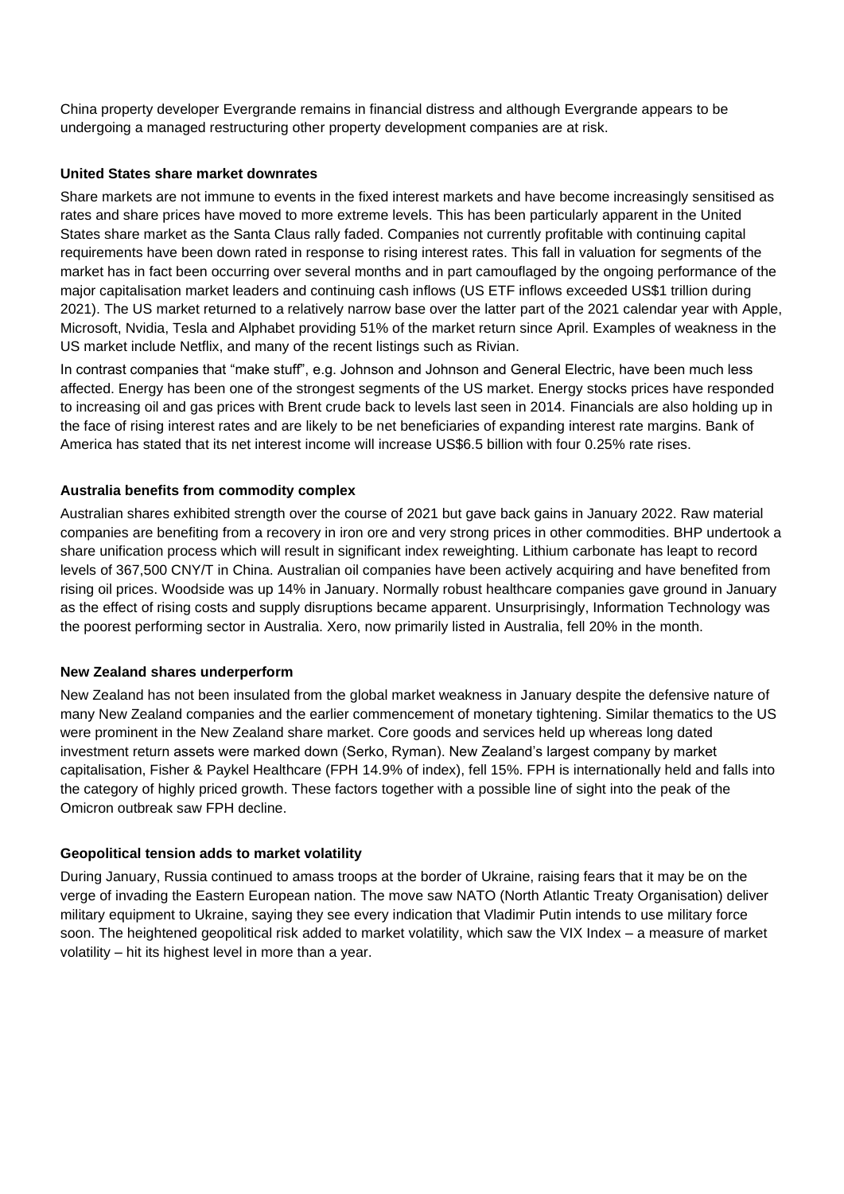China property developer Evergrande remains in financial distress and although Evergrande appears to be undergoing a managed restructuring other property development companies are at risk.

**United States share market downrates**

Share markets are not immune to events in the fixed interest markets and have become increasingly sensitised as rates and share prices have moved to more extreme levels. This has been particularly apparent in the United States share market as the Santa Claus rally faded. Companies not currently profitable with continuing capital requirements have been down rated in response to rising interest rates. This fall in valuation for segments of the market has in fact been occurring over several months and in part camouflaged by the ongoing performance of the major capitalisation market leaders and continuing cash inflows (US ETF inflows exceeded US$1 trillion during 2021). The US market returned to a relatively narrow base over the latter part of the 2021 calendar year with Apple, Microsoft, Nvidia, Tesla and Alphabet providing 51% of the market return since April. Examples of weakness in the US market include Netflix, and many of the recent listings such as Rivian.

In contrast companies that "make stuff", e.g. Johnson and Johnson and General Electric, have been much less affected. Energy has been one of the strongest segments of the US market. Energy stocks prices have responded to increasing oil and gas prices with Brent crude back to levels last seen in 2014. Financials are also holding up in the face of rising interest rates and are likely to be net beneficiaries of expanding interest rate margins. Bank of America has stated that its net interest income will increase US$6.5 billion with four 0.25% rate rises.

**Australia benefits from commodity complex**

Australian shares exhibited strength over the course of 2021 but gave back gains in January 2022. Raw material companies are benefiting from a recovery in iron ore and very strong prices in other commodities. BHP undertook a share unification process which will result in significant index reweighting. Lithium carbonate has leapt to record levels of 367,500 CNY/T in China. Australian oil companies have been actively acquiring and have benefited from rising oil prices. Woodside was up 14% in January. Normally robust healthcare companies gave ground in January as the effect of rising costs and supply disruptions became apparent. Unsurprisingly, Information Technology was the poorest performing sector in Australia. Xero, now primarily listed in Australia, fell 20% in the month.

**New Zealand shares underperform**

New Zealand has not been insulated from the global market weakness in January despite the defensive nature of many New Zealand companies and the earlier commencement of monetary tightening. Similar thematics to the US were prominent in the New Zealand share market. Core goods and services held up whereas long dated investment return assets were marked down (Serko, Ryman). New Zealand's largest company by market capitalisation, Fisher & Paykel Healthcare (FPH 14.9% of index), fell 15%. FPH is internationally held and falls into the category of highly priced growth. These factors together with a possible line of sight into the peak of the Omicron outbreak saw FPH decline.

**Geopolitical tension adds to market volatility**

During January, Russia continued to amass troops at the border of Ukraine, raising fears that it may be on the verge of invading the Eastern European nation. The move saw NATO (North Atlantic Treaty Organisation) deliver military equipment to Ukraine, saying they see every indication that Vladimir Putin intends to use military force soon. The heightened geopolitical risk added to market volatility, which saw the VIX Index – a measure of market volatility – hit its highest level in more than a year.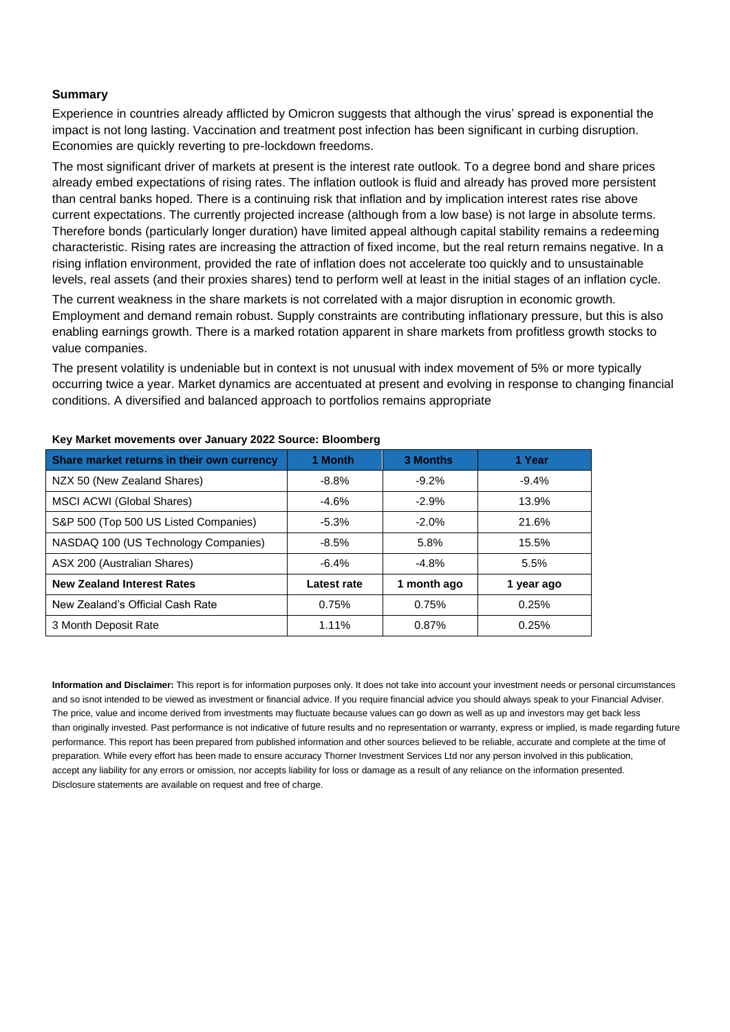**Summary**

Experience in countries already afflicted by Omicron suggests that although the virus' spread is exponential the impact is not long lasting. Vaccination and treatment post infection has been significant in curbing disruption. Economies are quickly reverting to pre-lockdown freedoms.

The most significant driver of markets at present is the interest rate outlook. To a degree bond and share prices already embed expectations of rising rates. The inflation outlook is fluid and already has proved more persistent than central banks hoped. There is a continuing risk that inflation and by implication interest rates rise above current expectations. The currently projected increase (although from a low base) is not large in absolute terms. Therefore bonds (particularly longer duration) have limited appeal although capital stability remains a redeeming characteristic. Rising rates are increasing the attraction of fixed income, but the real return remains negative. In a rising inflation environment, provided the rate of inflation does not accelerate too quickly and to unsustainable levels, real assets (and their proxies shares) tend to perform well at least in the initial stages of an inflation cycle.

The current weakness in the share markets is not correlated with a major disruption in economic growth. Employment and demand remain robust. Supply constraints are contributing inflationary pressure, but this is also enabling earnings growth. There is a marked rotation apparent in share markets from profitless growth stocks to value companies.

The present volatility is undeniable but in context is not unusual with index movement of 5% or more typically occurring twice a year. Market dynamics are accentuated at present and evolving in response to changing financial conditions. A diversified and balanced approach to portfolios remains appropriate

**Key Market movements over January 2022 Source: Bloomberg**

| Share market returns in their own currency | 1 Month | 3 Months | 1 Year |
|---|---|---|---|
| NZX 50 (New Zealand Shares) | -8.8% | -9.2% | -9.4% |
| MSCI ACWI (Global Shares) | -4.6% | -2.9% | 13.9% |
| S&P 500 (Top 500 US Listed Companies) | -5.3% | -2.0% | 21.6% |
| NASDAQ 100 (US Technology Companies) | -8.5% | 5.8% | 15.5% |
| ASX 200 (Australian Shares) | -6.4% | -4.8% | 5.5% |
| **New Zealand Interest Rates** | **Latest rate** | **1 month ago** | **1 year ago** |
| New Zealand's Official Cash Rate | 0.75% | 0.75% | 0.25% |
| 3 Month Deposit Rate | 1.11% | 0.87% | 0.25% |

**Information and Disclaimer:** This report is for information purposes only. It does not take into account your investment needs or personal circumstances and so isnot intended to be viewed as investment or financial advice. If you require financial advice you should always speak to your Financial Adviser. The price, value and income derived from investments may fluctuate because values can go down as well as up and investors may get back less than originally invested. Past performance is not indicative of future results and no representation or warranty, express or implied, is made regarding future performance. This report has been prepared from published information and other sources believed to be reliable, accurate and complete at the time of preparation. While every effort has been made to ensure accuracy Thorner Investment Services Ltd nor any person involved in this publication, accept any liability for any errors or omission, nor accepts liability for loss or damage as a result of any reliance on the information presented. Disclosure statements are available on request and free of charge.